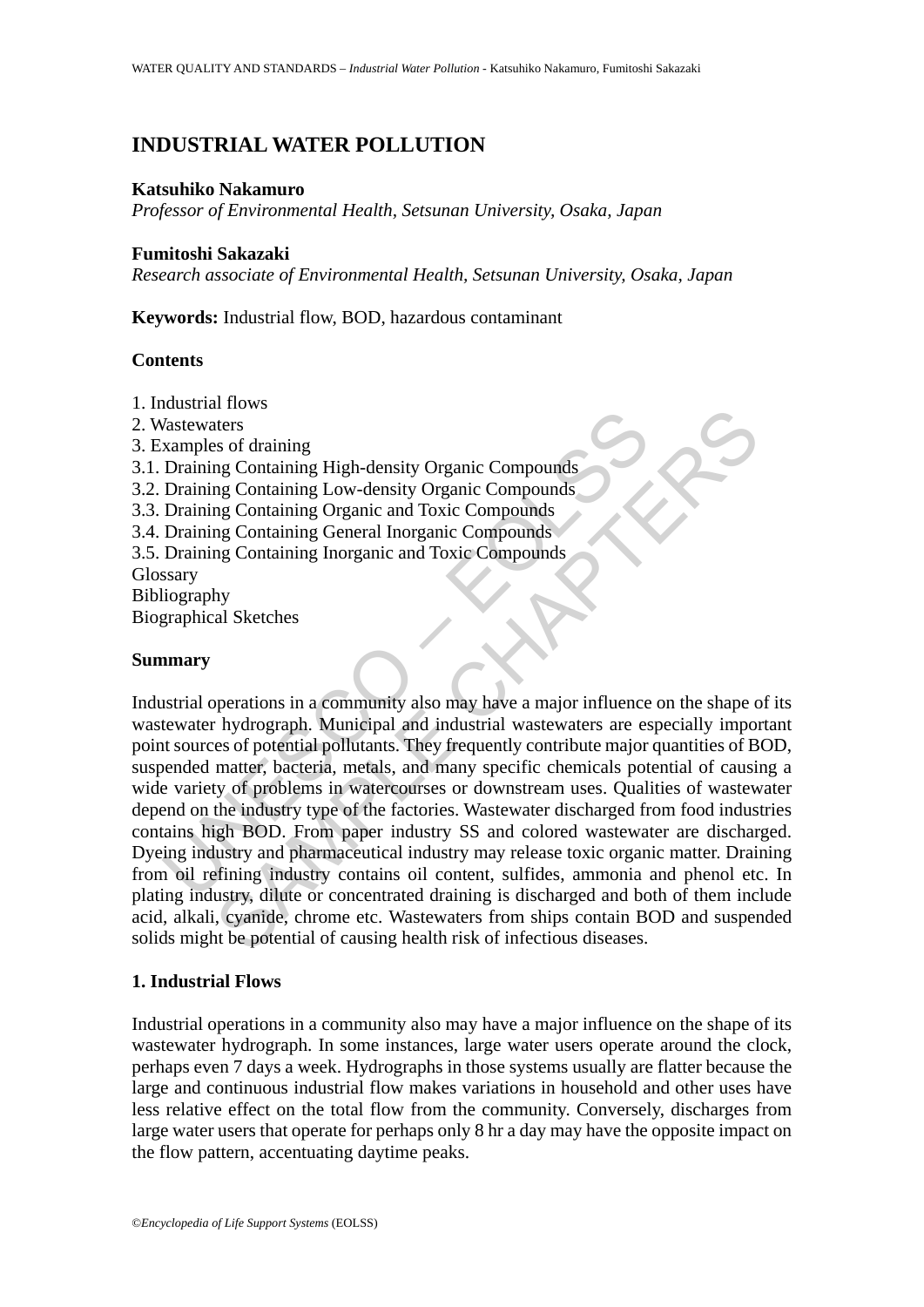# INDUSTRIAL WATER POLLUTION

**Katsuhiko Nakamuro**
*Professor of Environmental Health, Setsunan University, Osaka, Japan*

**Fumitoshi Sakazaki**
*Research associate of Environmental Health, Setsunan University, Osaka, Japan*

**Keywords:** Industrial flow, BOD, hazardous contaminant

**Contents**

1. Industrial flows
2. Wastewaters
3. Examples of draining
3.1. Draining Containing High-density Organic Compounds
3.2. Draining Containing Low-density Organic Compounds
3.3. Draining Containing Organic and Toxic Compounds
3.4. Draining Containing General Inorganic Compounds
3.5. Draining Containing Inorganic and Toxic Compounds
Glossary
Bibliography
Biographical Sketches

**Summary**

Industrial operations in a community also may have a major influence on the shape of its wastewater hydrograph. Municipal and industrial wastewaters are especially important point sources of potential pollutants. They frequently contribute major quantities of BOD, suspended matter, bacteria, metals, and many specific chemicals potential of causing a wide variety of problems in watercourses or downstream uses. Qualities of wastewater depend on the industry type of the factories. Wastewater discharged from food industries contains high BOD. From paper industry SS and colored wastewater are discharged. Dyeing industry and pharmaceutical industry may release toxic organic matter. Draining from oil refining industry contains oil content, sulfides, ammonia and phenol etc. In plating industry, dilute or concentrated draining is discharged and both of them include acid, alkali, cyanide, chrome etc. Wastewaters from ships contain BOD and suspended solids might be potential of causing health risk of infectious diseases.

## 1. Industrial Flows

Industrial operations in a community also may have a major influence on the shape of its wastewater hydrograph. In some instances, large water users operate around the clock, perhaps even 7 days a week. Hydrographs in those systems usually are flatter because the large and continuous industrial flow makes variations in household and other uses have less relative effect on the total flow from the community. Conversely, discharges from large water users that operate for perhaps only 8 hr a day may have the opposite impact on the flow pattern, accentuating daytime peaks.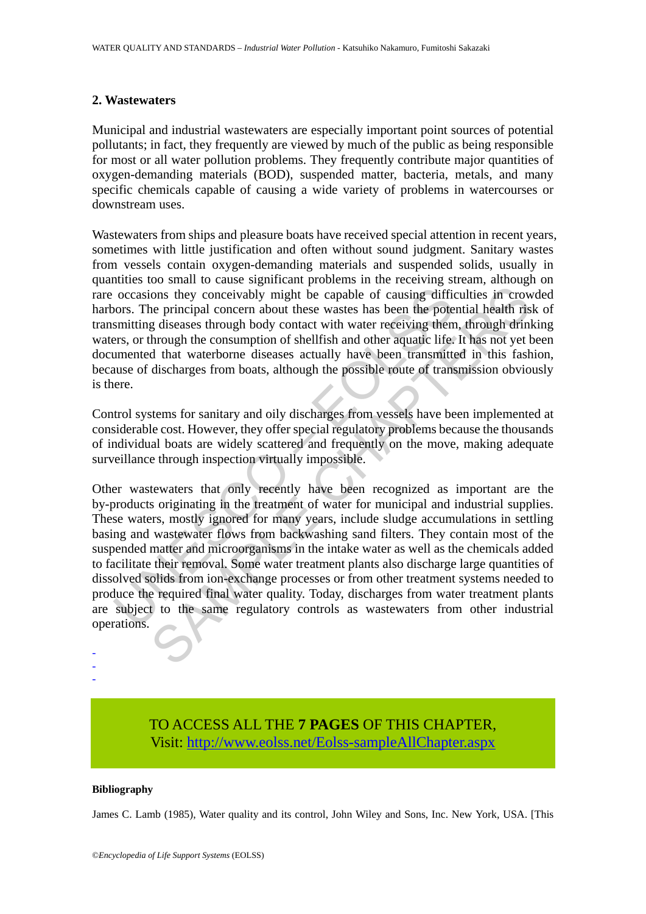## 2. Wastewaters

Municipal and industrial wastewaters are especially important point sources of potential pollutants; in fact, they frequently are viewed by much of the public as being responsible for most or all water pollution problems. They frequently contribute major quantities of oxygen-demanding materials (BOD), suspended matter, bacteria, metals, and many specific chemicals capable of causing a wide variety of problems in watercourses or downstream uses.

Wastewaters from ships and pleasure boats have received special attention in recent years, sometimes with little justification and often without sound judgment. Sanitary wastes from vessels contain oxygen-demanding materials and suspended solids, usually in quantities too small to cause significant problems in the receiving stream, although on rare occasions they conceivably might be capable of causing difficulties in crowded harbors. The principal concern about these wastes has been the potential health risk of transmitting diseases through body contact with water receiving them, through drinking waters, or through the consumption of shellfish and other aquatic life. It has not yet been documented that waterborne diseases actually have been transmitted in this fashion, because of discharges from boats, although the possible route of transmission obviously is there.

Control systems for sanitary and oily discharges from vessels have been implemented at considerable cost. However, they offer special regulatory problems because the thousands of individual boats are widely scattered and frequently on the move, making adequate surveillance through inspection virtually impossible.

Other wastewaters that only recently have been recognized as important are the by-products originating in the treatment of water for municipal and industrial supplies. These waters, mostly ignored for many years, include sludge accumulations in settling basing and wastewater flows from backwashing sand filters. They contain most of the suspended matter and microorganisms in the intake water as well as the chemicals added to facilitate their removal. Some water treatment plants also discharge large quantities of dissolved solids from ion-exchange processes or from other treatment systems needed to produce the required final water quality. Today, discharges from water treatment plants are subject to the same regulatory controls as wastewaters from other industrial operations.

-
-
-

TO ACCESS ALL THE **7 PAGES** OF THIS CHAPTER,
Visit: http://www.eolss.net/Eolss-sampleAllChapter.aspx

#### Bibliography

James C. Lamb (1985), Water quality and its control, John Wiley and Sons, Inc. New York, USA. [This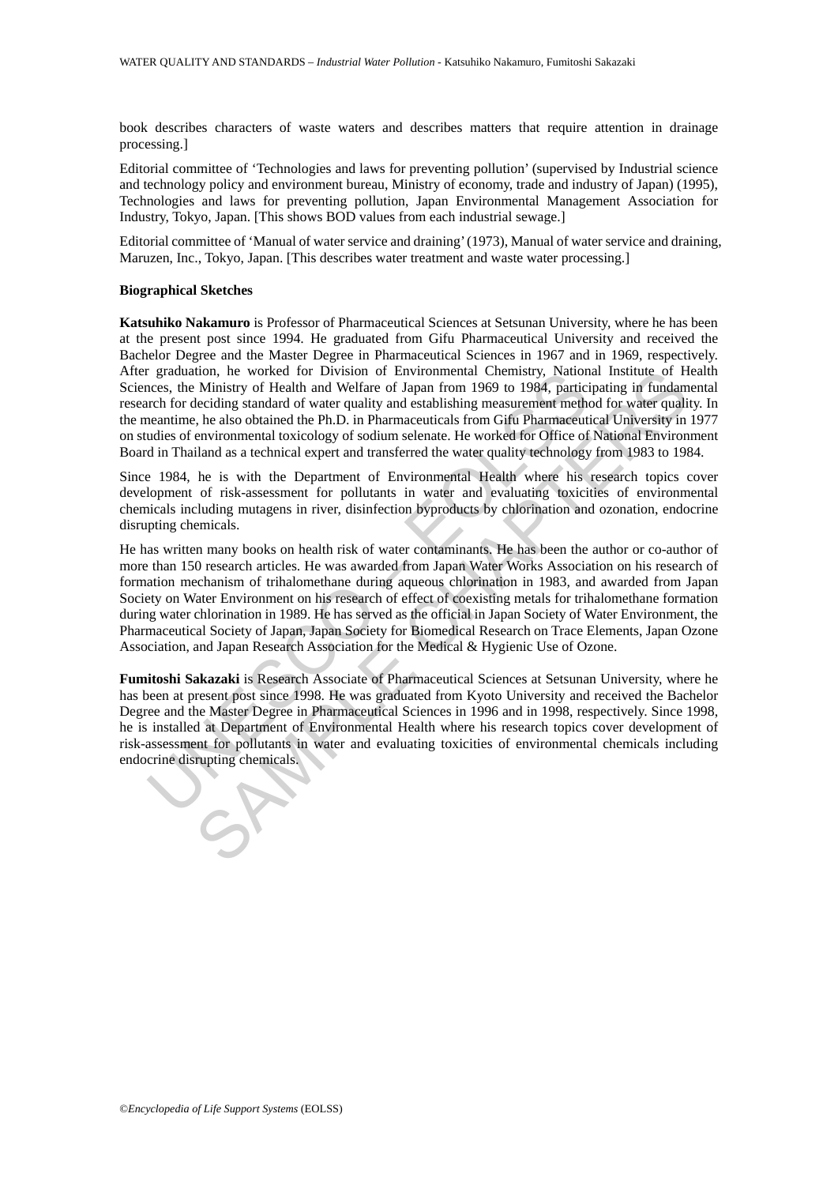book describes characters of waste waters and describes matters that require attention in drainage processing.]

Editorial committee of 'Technologies and laws for preventing pollution' (supervised by Industrial science and technology policy and environment bureau, Ministry of economy, trade and industry of Japan) (1995), Technologies and laws for preventing pollution, Japan Environmental Management Association for Industry, Tokyo, Japan. [This shows BOD values from each industrial sewage.]

Editorial committee of 'Manual of water service and draining' (1973), Manual of water service and draining, Maruzen, Inc., Tokyo, Japan. [This describes water treatment and waste water processing.]

**Biographical Sketches**

**Katsuhiko Nakamuro** is Professor of Pharmaceutical Sciences at Setsunan University, where he has been at the present post since 1994. He graduated from Gifu Pharmaceutical University and received the Bachelor Degree and the Master Degree in Pharmaceutical Sciences in 1967 and in 1969, respectively. After graduation, he worked for Division of Environmental Chemistry, National Institute of Health Sciences, the Ministry of Health and Welfare of Japan from 1969 to 1984, participating in fundamental research for deciding standard of water quality and establishing measurement method for water quality. In the meantime, he also obtained the Ph.D. in Pharmaceuticals from Gifu Pharmaceutical University in 1977 on studies of environmental toxicology of sodium selenate. He worked for Office of National Environment Board in Thailand as a technical expert and transferred the water quality technology from 1983 to 1984.

Since 1984, he is with the Department of Environmental Health where his research topics cover development of risk-assessment for pollutants in water and evaluating toxicities of environmental chemicals including mutagens in river, disinfection byproducts by chlorination and ozonation, endocrine disrupting chemicals.

He has written many books on health risk of water contaminants. He has been the author or co-author of more than 150 research articles. He was awarded from Japan Water Works Association on his research of formation mechanism of trihalomethane during aqueous chlorination in 1983, and awarded from Japan Society on Water Environment on his research of effect of coexisting metals for trihalomethane formation during water chlorination in 1989. He has served as the official in Japan Society of Water Environment, the Pharmaceutical Society of Japan, Japan Society for Biomedical Research on Trace Elements, Japan Ozone Association, and Japan Research Association for the Medical & Hygienic Use of Ozone.

**Fumitoshi Sakazaki** is Research Associate of Pharmaceutical Sciences at Setsunan University, where he has been at present post since 1998. He was graduated from Kyoto University and received the Bachelor Degree and the Master Degree in Pharmaceutical Sciences in 1996 and in 1998, respectively. Since 1998, he is installed at Department of Environmental Health where his research topics cover development of risk-assessment for pollutants in water and evaluating toxicities of environmental chemicals including endocrine disrupting chemicals.